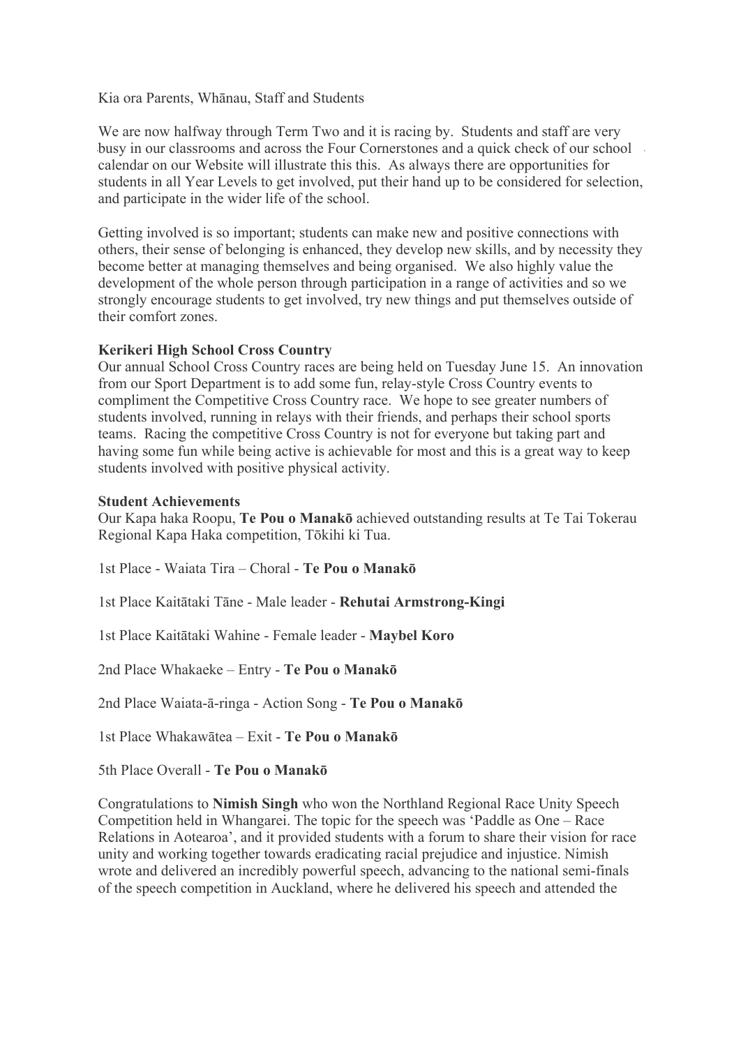Kia ora Parents, Whānau, Staff and Students

We are now halfway through Term Two and it is racing by. Students and staff are very busy in our classrooms and across the Four Cornerstones and a quick check of our school calendar on our Website will illustrate this this. As always there are opportunities for students in all Year Levels to get involved, put their hand up to be considered for selection, and participate in the wider life of the school.

Getting involved is so important; students can make new and positive connections with others, their sense of belonging is enhanced, they develop new skills, and by necessity they become better at managing themselves and being organised. We also highly value the development of the whole person through participation in a range of activities and so we strongly encourage students to get involved, try new things and put themselves outside of their comfort zones.

**Kerikeri High School Cross Country**

Our annual School Cross Country races are being held on Tuesday June 15. An innovation from our Sport Department is to add some fun, relay-style Cross Country events to compliment the Competitive Cross Country race. We hope to see greater numbers of students involved, running in relays with their friends, and perhaps their school sports teams. Racing the competitive Cross Country is not for everyone but taking part and having some fun while being active is achievable for most and this is a great way to keep students involved with positive physical activity.

**Student Achievements**

Our Kapa haka Roopu, **Te Pou o Manakō** achieved outstanding results at Te Tai Tokerau Regional Kapa Haka competition, Tōkihi ki Tua.

1st Place - Waiata Tira – Choral - **Te Pou o Manakō**

1st Place Kaitātaki Tāne - Male leader - **Rehutai Armstrong-Kingi**

1st Place Kaitātaki Wahine - Female leader - **Maybel Koro**

2nd Place Whakaeke – Entry - **Te Pou o Manakō**

2nd Place Waiata-ā-ringa - Action Song - **Te Pou o Manakō**

1st Place Whakawātea – Exit - **Te Pou o Manakō**

5th Place Overall - **Te Pou o Manakō**

Congratulations to **Nimish Singh** who won the Northland Regional Race Unity Speech Competition held in Whangarei. The topic for the speech was 'Paddle as One – Race Relations in Aotearoa', and it provided students with a forum to share their vision for race unity and working together towards eradicating racial prejudice and injustice. Nimish wrote and delivered an incredibly powerful speech, advancing to the national semi-finals of the speech competition in Auckland, where he delivered his speech and attended the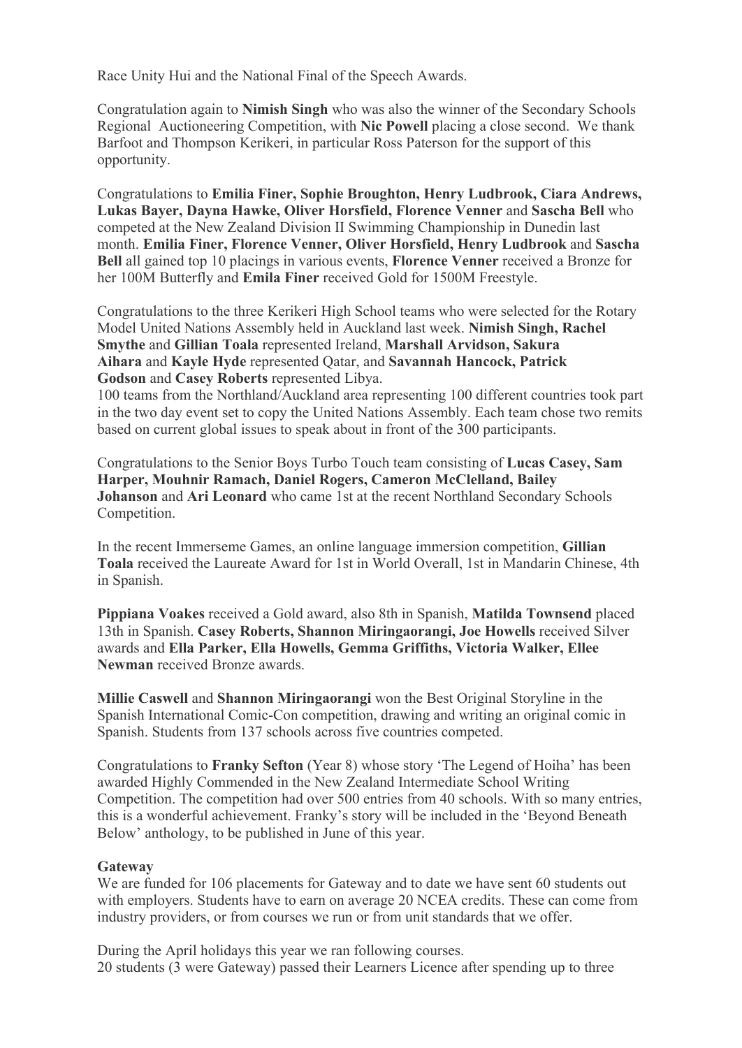Race Unity Hui and the National Final of the Speech Awards.

Congratulation again to **Nimish Singh** who was also the winner of the Secondary Schools Regional Auctioneering Competition, with **Nic Powell** placing a close second. We thank Barfoot and Thompson Kerikeri, in particular Ross Paterson for the support of this opportunity.

Congratulations to **Emilia Finer, Sophie Broughton, Henry Ludbrook, Ciara Andrews, Lukas Bayer, Dayna Hawke, Oliver Horsfield, Florence Venner** and **Sascha Bell** who competed at the New Zealand Division II Swimming Championship in Dunedin last month. **Emilia Finer, Florence Venner, Oliver Horsfield, Henry Ludbrook** and **Sascha Bell** all gained top 10 placings in various events, **Florence Venner** received a Bronze for her 100M Butterfly and **Emila Finer** received Gold for 1500M Freestyle.

Congratulations to the three Kerikeri High School teams who were selected for the Rotary Model United Nations Assembly held in Auckland last week. **Nimish Singh, Rachel Smythe** and **Gillian Toala** represented Ireland, **Marshall Arvidson, Sakura Aihara** and **Kayle Hyde** represented Qatar, and **Savannah Hancock, Patrick Godson** and **Casey Roberts** represented Libya.
100 teams from the Northland/Auckland area representing 100 different countries took part in the two day event set to copy the United Nations Assembly. Each team chose two remits based on current global issues to speak about in front of the 300 participants.

Congratulations to the Senior Boys Turbo Touch team consisting of **Lucas Casey, Sam Harper, Mouhnir Ramach, Daniel Rogers, Cameron McClelland, Bailey Johanson** and **Ari Leonard** who came 1st at the recent Northland Secondary Schools Competition.

In the recent Immerseme Games, an online language immersion competition, **Gillian Toala** received the Laureate Award for 1st in World Overall, 1st in Mandarin Chinese, 4th in Spanish.

**Pippiana Voakes** received a Gold award, also 8th in Spanish, **Matilda Townsend** placed 13th in Spanish. **Casey Roberts, Shannon Miringaorangi, Joe Howells** received Silver awards and **Ella Parker, Ella Howells, Gemma Griffiths, Victoria Walker, Ellee Newman** received Bronze awards.

**Millie Caswell** and **Shannon Miringaorangi** won the Best Original Storyline in the Spanish International Comic-Con competition, drawing and writing an original comic in Spanish. Students from 137 schools across five countries competed.

Congratulations to **Franky Sefton** (Year 8) whose story 'The Legend of Hoiha' has been awarded Highly Commended in the New Zealand Intermediate School Writing Competition. The competition had over 500 entries from 40 schools. With so many entries, this is a wonderful achievement. Franky's story will be included in the 'Beyond Beneath Below' anthology, to be published in June of this year.

**Gateway**
We are funded for 106 placements for Gateway and to date we have sent 60 students out with employers. Students have to earn on average 20 NCEA credits. These can come from industry providers, or from courses we run or from unit standards that we offer.

During the April holidays this year we ran following courses.
20 students (3 were Gateway) passed their Learners Licence after spending up to three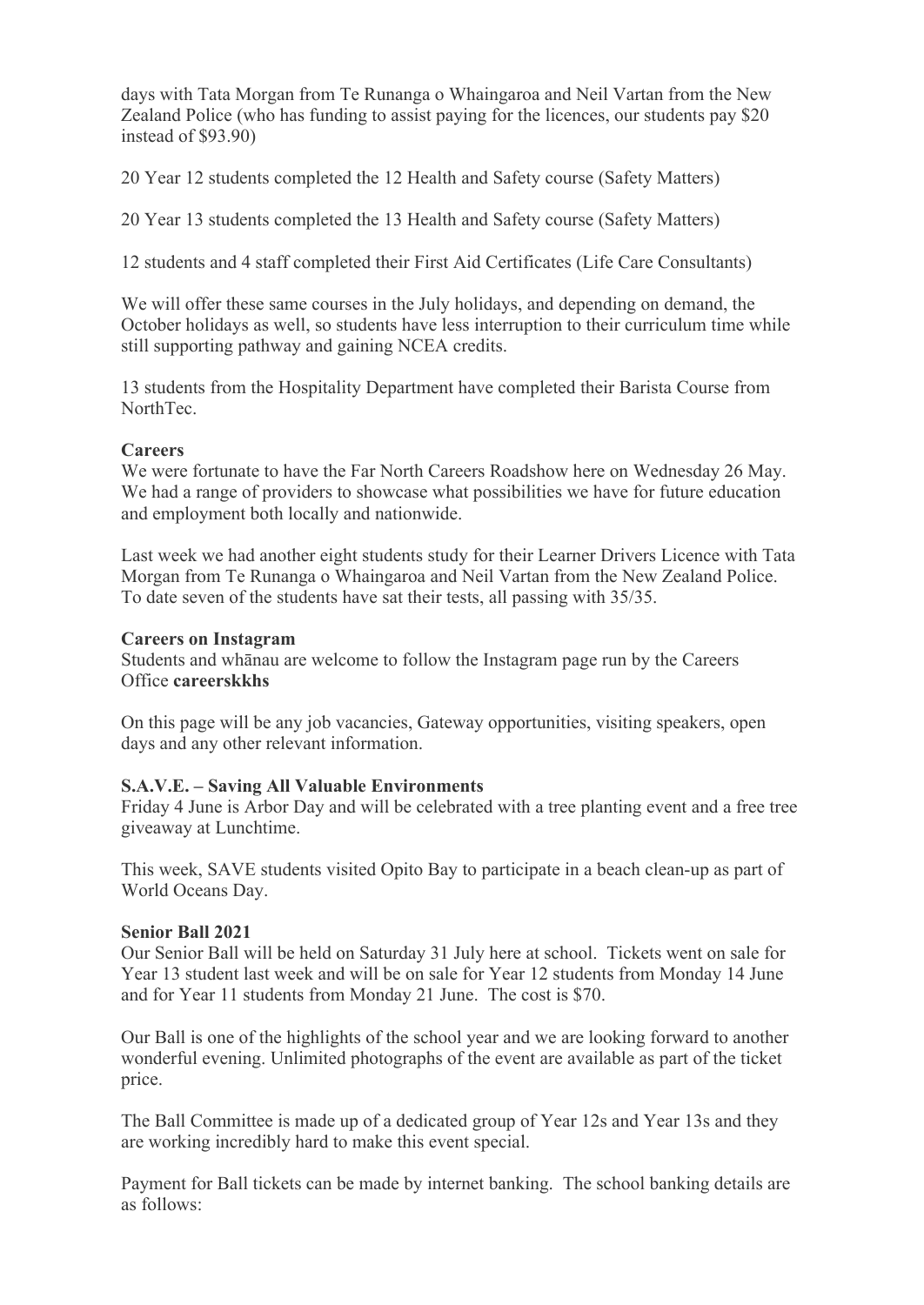days with Tata Morgan from Te Runanga o Whaingaroa and Neil Vartan from the New Zealand Police (who has funding to assist paying for the licences, our students pay $20 instead of $93.90)

20 Year 12 students completed the 12 Health and Safety course (Safety Matters)

20 Year 13 students completed the 13 Health and Safety course (Safety Matters)

12 students and 4 staff completed their First Aid Certificates (Life Care Consultants)

We will offer these same courses in the July holidays, and depending on demand, the October holidays as well, so students have less interruption to their curriculum time while still supporting pathway and gaining NCEA credits.

13 students from the Hospitality Department have completed their Barista Course from NorthTec.

**Careers**

We were fortunate to have the Far North Careers Roadshow here on Wednesday 26 May. We had a range of providers to showcase what possibilities we have for future education and employment both locally and nationwide.

Last week we had another eight students study for their Learner Drivers Licence with Tata Morgan from Te Runanga o Whaingaroa and Neil Vartan from the New Zealand Police. To date seven of the students have sat their tests, all passing with 35/35.

**Careers on Instagram**

Students and whānau are welcome to follow the Instagram page run by the Careers Office **careerskkhs**

On this page will be any job vacancies, Gateway opportunities, visiting speakers, open days and any other relevant information.

**S.A.V.E. – Saving All Valuable Environments**

Friday 4 June is Arbor Day and will be celebrated with a tree planting event and a free tree giveaway at Lunchtime.

This week, SAVE students visited Opito Bay to participate in a beach clean-up as part of World Oceans Day.

**Senior Ball 2021**

Our Senior Ball will be held on Saturday 31 July here at school. Tickets went on sale for Year 13 student last week and will be on sale for Year 12 students from Monday 14 June and for Year 11 students from Monday 21 June. The cost is $70.

Our Ball is one of the highlights of the school year and we are looking forward to another wonderful evening. Unlimited photographs of the event are available as part of the ticket price.

The Ball Committee is made up of a dedicated group of Year 12s and Year 13s and they are working incredibly hard to make this event special.

Payment for Ball tickets can be made by internet banking. The school banking details are as follows: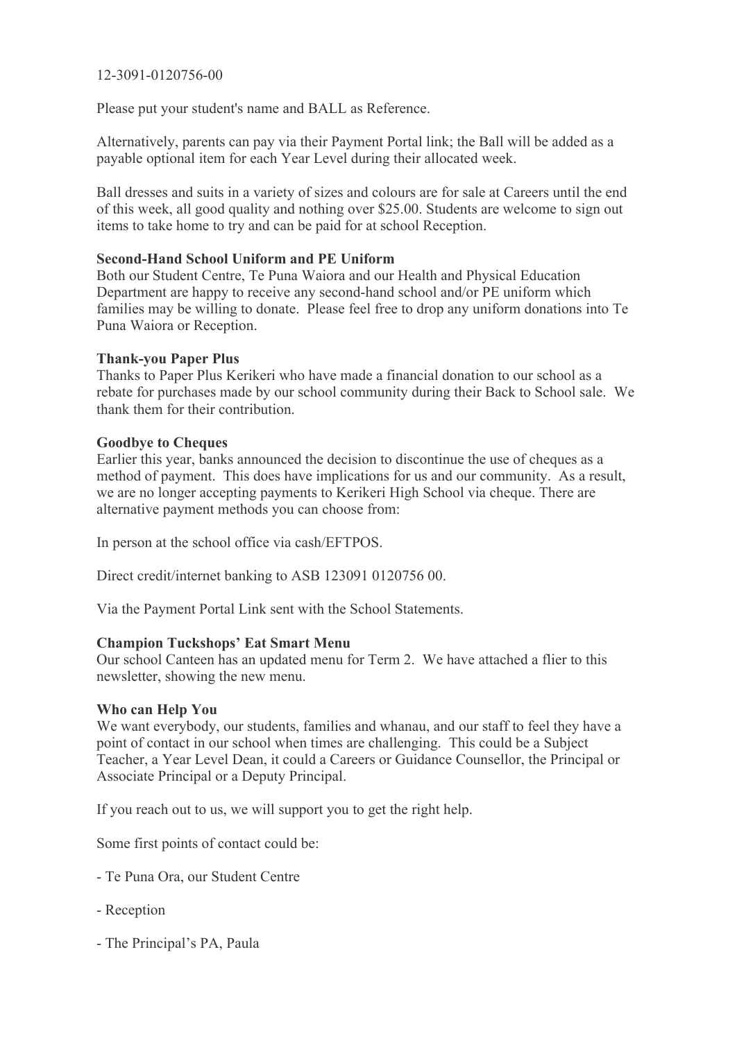12-3091-0120756-00

Please put your student's name and BALL as Reference.

Alternatively, parents can pay via their Payment Portal link; the Ball will be added as a payable optional item for each Year Level during their allocated week.

Ball dresses and suits in a variety of sizes and colours are for sale at Careers until the end of this week, all good quality and nothing over $25.00. Students are welcome to sign out items to take home to try and can be paid for at school Reception.

**Second-Hand School Uniform and PE Uniform**

Both our Student Centre, Te Puna Waiora and our Health and Physical Education Department are happy to receive any second-hand school and/or PE uniform which families may be willing to donate. Please feel free to drop any uniform donations into Te Puna Waiora or Reception.

**Thank-you Paper Plus**

Thanks to Paper Plus Kerikeri who have made a financial donation to our school as a rebate for purchases made by our school community during their Back to School sale. We thank them for their contribution.

**Goodbye to Cheques**

Earlier this year, banks announced the decision to discontinue the use of cheques as a method of payment. This does have implications for us and our community. As a result, we are no longer accepting payments to Kerikeri High School via cheque. There are alternative payment methods you can choose from:

In person at the school office via cash/EFTPOS.

Direct credit/internet banking to ASB 123091 0120756 00.

Via the Payment Portal Link sent with the School Statements.

**Champion Tuckshops' Eat Smart Menu**

Our school Canteen has an updated menu for Term 2. We have attached a flier to this newsletter, showing the new menu.

**Who can Help You**

We want everybody, our students, families and whanau, and our staff to feel they have a point of contact in our school when times are challenging. This could be a Subject Teacher, a Year Level Dean, it could a Careers or Guidance Counsellor, the Principal or Associate Principal or a Deputy Principal.

If you reach out to us, we will support you to get the right help.

Some first points of contact could be:

- Te Puna Ora, our Student Centre
- Reception
- The Principal's PA, Paula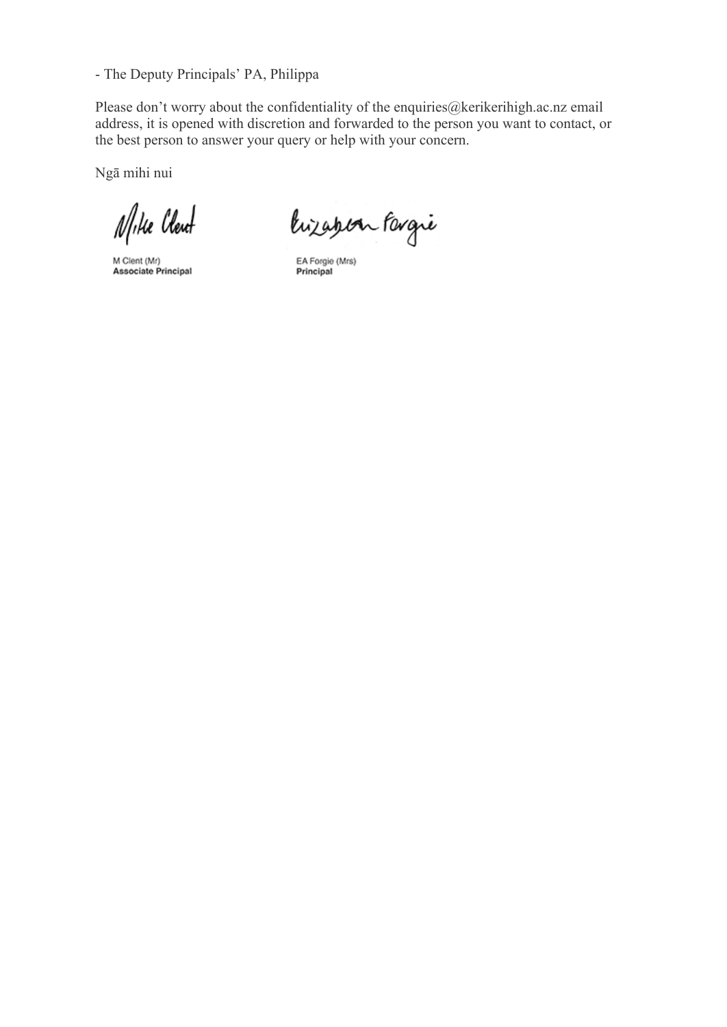- The Deputy Principals' PA, Philippa

Please don't worry about the confidentiality of the enquiries@kerikerihigh.ac.nz email address, it is opened with discretion and forwarded to the person you want to contact, or the best person to answer your query or help with your concern.

Ngā mihi nui

Mike Clent

M Clent (Mr)
**Associate Principal**

Elizabeth Forgie

EA Forgie (Mrs)
**Principal**